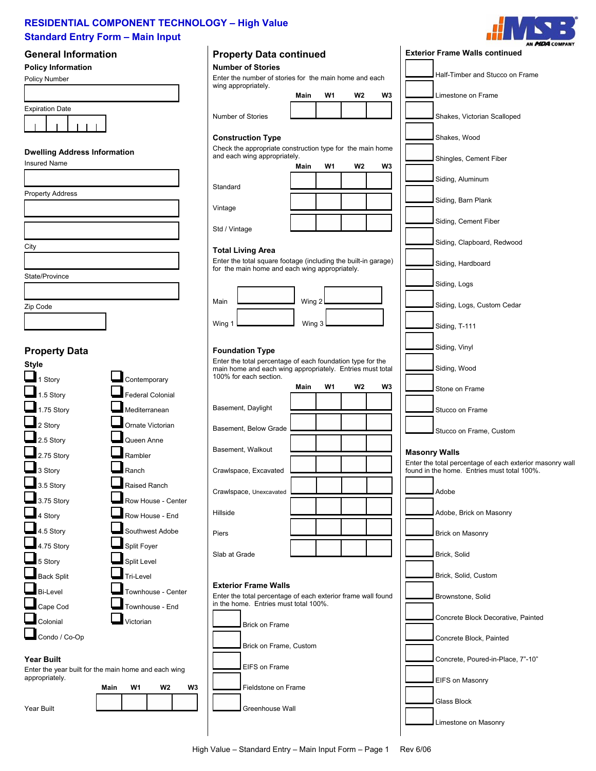# RESIDENTIAL COMPONENT TECHNOLOGY – High Value
## Standard Entry Form – Main Input

## General Information

### Policy Information

Policy Number

Expiration Date

### Dwelling Address Information

Insured Name

Property Address

City

State/Province

Zip Code

## Property Data

### Style

- 1 Story
- 1.5 Story
- 1.75 Story
- 2 Story
- 2.5 Story
- 2.75 Story
- 3 Story
- 3.5 Story
- 3.75 Story
- 4 Story
- 4.5 Story
- 4.75 Story
- 5 Story
- Back Split
- Bi-Level
- Cape Cod
- Colonial
- Condo / Co-Op
- Contemporary
- Federal Colonial
- Mediterranean
- Ornate Victorian
- Queen Anne
- Rambler
- Ranch
- Raised Ranch
- Row House - Center
- Row House - End
- Southwest Adobe
- Split Foyer
- Split Level
- Tri-Level
- Townhouse - Center
- Townhouse - End
- Victorian

### Year Built

Enter the year built for the main home and each wing appropriately.

| | Main | W1 | W2 | W3 |
|---|---|---|---|---|
| Year Built | | | | |

## Property Data continued

### Number of Stories

Enter the number of stories for the main home and each wing appropriately.

| | Main | W1 | W2 | W3 |
|---|---|---|---|---|
| Number of Stories | | | | |

### Construction Type

Check the appropriate construction type for the main home and each wing appropriately.

| | Main | W1 | W2 | W3 |
|---|---|---|---|---|
| Standard | | | | |
| Vintage | | | | |
| Std / Vintage | | | | |

### Total Living Area

Enter the total square footage (including the built-in garage) for the main home and each wing appropriately.

Main

Wing 1

Wing 2

Wing 3

### Foundation Type

Enter the total percentage of each foundation type for the main home and each wing appropriately. Entries must total 100% for each section.

| | Main | W1 | W2 | W3 |
|---|---|---|---|---|
| Basement, Daylight | | | | |
| Basement, Below Grade | | | | |
| Basement, Walkout | | | | |
| Crawlspace, Excavated | | | | |
| Crawlspace, Unexcavated | | | | |
| Hillside | | | | |
| Piers | | | | |
| Slab at Grade | | | | |

### Exterior Frame Walls

Enter the total percentage of each exterior frame wall found in the home. Entries must total 100%.

- Brick on Frame
- Brick on Frame, Custom
- EIFS on Frame
- Fieldstone on Frame
- Greenhouse Wall

### Exterior Frame Walls continued

- Half-Timber and Stucco on Frame
- Limestone on Frame
- Shakes, Victorian Scalloped
- Shakes, Wood
- Shingles, Cement Fiber
- Siding, Aluminum
- Siding, Barn Plank
- Siding, Cement Fiber
- Siding, Clapboard, Redwood
- Siding, Hardboard
- Siding, Logs
- Siding, Logs, Custom Cedar
- Siding, T-111
- Siding, Vinyl
- Siding, Wood
- Stone on Frame
- Stucco on Frame
- Stucco on Frame, Custom

### Masonry Walls

Enter the total percentage of each exterior masonry wall found in the home. Entries must total 100%.

- Adobe
- Adobe, Brick on Masonry
- Brick on Masonry
- Brick, Solid
- Brick, Solid, Custom
- Brownstone, Solid
- Concrete Block Decorative, Painted
- Concrete Block, Painted
- Concrete, Poured-in-Place, 7"-10"
- EIFS on Masonry
- Glass Block
- Limestone on Masonry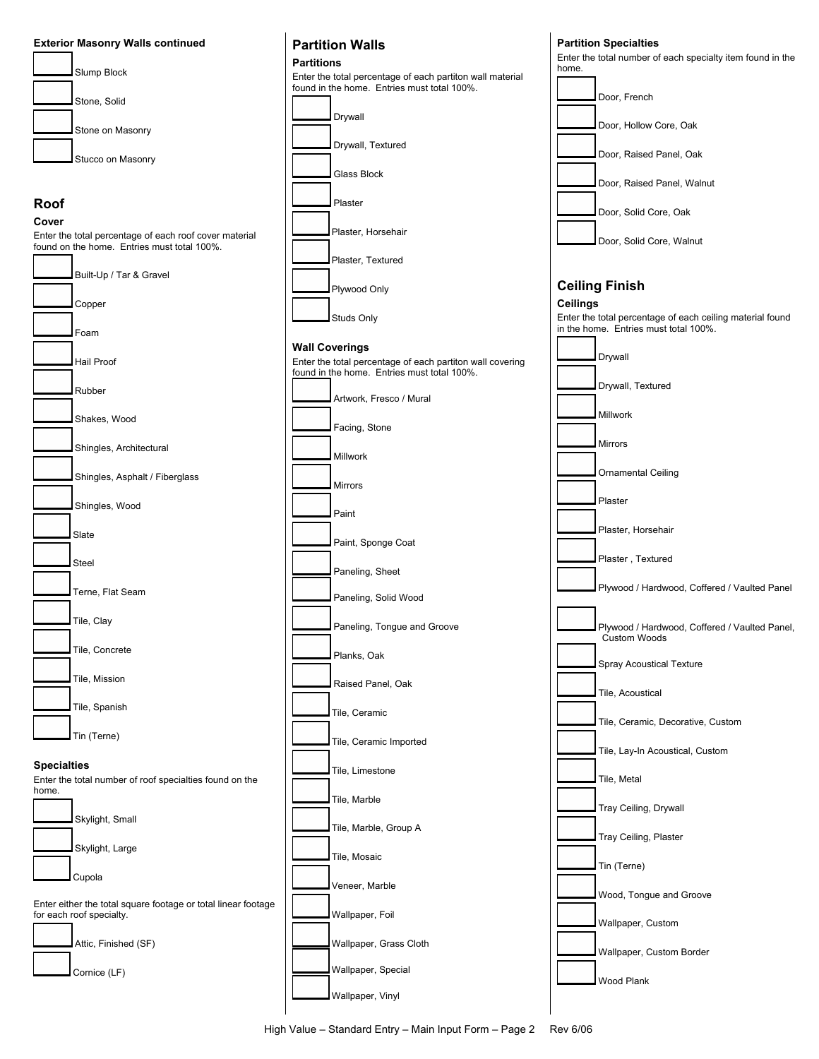**Exterior Masonry Walls continued**

- Slump Block
- Stone, Solid
- Stone on Masonry
- Stucco on Masonry

## Roof

### Cover

Enter the total percentage of each roof cover material found on the home. Entries must total 100%.

- Built-Up / Tar & Gravel
- Copper
- Foam
- Hail Proof
- Rubber
- Shakes, Wood
- Shingles, Architectural
- Shingles, Asphalt / Fiberglass
- Shingles, Wood
- Slate
- Steel
- Terne, Flat Seam
- Tile, Clay
- Tile, Concrete
- Tile, Mission
- Tile, Spanish
- Tin (Terne)

### Specialties

Enter the total number of roof specialties found on the home.

- Skylight, Small
- Skylight, Large
- Cupola

Enter either the total square footage or total linear footage for each roof specialty.

- Attic, Finished (SF)
- Cornice (LF)

## Partition Walls

### Partitions

Enter the total percentage of each partiton wall material found in the home. Entries must total 100%.

- Drywall
- Drywall, Textured
- Glass Block
- Plaster
- Plaster, Horsehair
- Plaster, Textured
- Plywood Only
- Studs Only

### Wall Coverings

Enter the total percentage of each partiton wall covering found in the home. Entries must total 100%.

- Artwork, Fresco / Mural
- Facing, Stone
- Millwork
- Mirrors
- Paint
- Paint, Sponge Coat
- Paneling, Sheet
- Paneling, Solid Wood
- Paneling, Tongue and Groove
- Planks, Oak
- Raised Panel, Oak
- Tile, Ceramic
- Tile, Ceramic Imported
- Tile, Limestone
- Tile, Marble
- Tile, Marble, Group A
- Tile, Mosaic
- Veneer, Marble
- Wallpaper, Foil
- Wallpaper, Grass Cloth
- Wallpaper, Special
- Wallpaper, Vinyl

### Partition Specialties

Enter the total number of each specialty item found in the home.

- Door, French
- Door, Hollow Core, Oak
- Door, Raised Panel, Oak
- Door, Raised Panel, Walnut
- Door, Solid Core, Oak
- Door, Solid Core, Walnut

## Ceiling Finish

### Ceilings

Enter the total percentage of each ceiling material found in the home. Entries must total 100%.

- Drywall
- Drywall, Textured
- Millwork
- Mirrors
- Ornamental Ceiling
- Plaster
- Plaster, Horsehair
- Plaster , Textured
- Plywood / Hardwood, Coffered / Vaulted Panel
- Plywood / Hardwood, Coffered / Vaulted Panel, Custom Woods
- Spray Acoustical Texture
- Tile, Acoustical
- Tile, Ceramic, Decorative, Custom
- Tile, Lay-In Acoustical, Custom
- Tile, Metal
- Tray Ceiling, Drywall
- Tray Ceiling, Plaster
- Tin (Terne)
- Wood, Tongue and Groove
- Wallpaper, Custom
- Wallpaper, Custom Border
- Wood Plank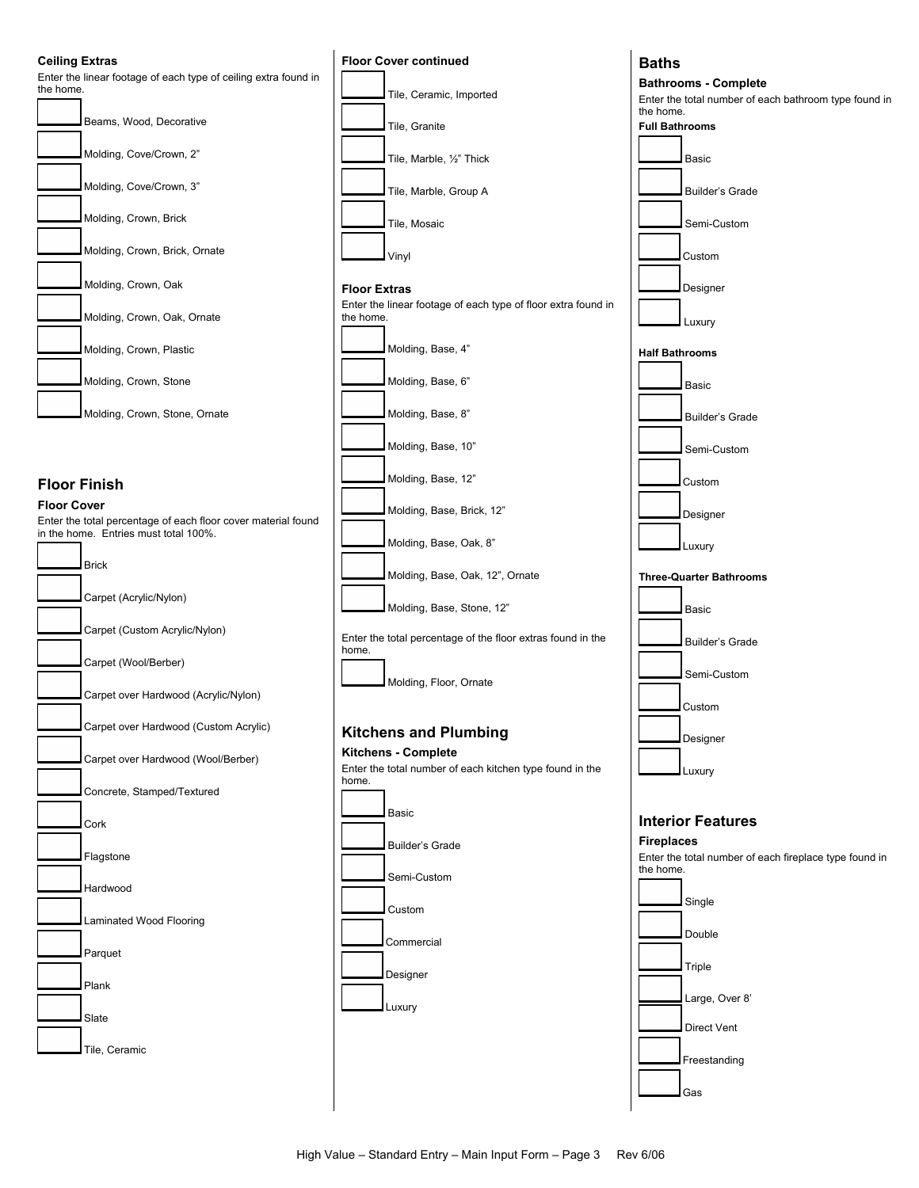#### Ceiling Extras

Enter the linear footage of each type of ceiling extra found in the home.

- ______ Beams, Wood, Decorative
- ______ Molding, Cove/Crown, 2"
- ______ Molding, Cove/Crown, 3"
- ______ Molding, Crown, Brick
- ______ Molding, Crown, Brick, Ornate
- ______ Molding, Crown, Oak
- ______ Molding, Crown, Oak, Ornate
- ______ Molding, Crown, Plastic
- ______ Molding, Crown, Stone
- ______ Molding, Crown, Stone, Ornate

## Floor Finish

#### Floor Cover

Enter the total percentage of each floor cover material found in the home. Entries must total 100%.

- ______ Brick
- ______ Carpet (Acrylic/Nylon)
- ______ Carpet (Custom Acrylic/Nylon)
- ______ Carpet (Wool/Berber)
- ______ Carpet over Hardwood (Acrylic/Nylon)
- ______ Carpet over Hardwood (Custom Acrylic)
- ______ Carpet over Hardwood (Wool/Berber)
- ______ Concrete, Stamped/Textured
- ______ Cork
- ______ Flagstone
- ______ Hardwood
- ______ Laminated Wood Flooring
- ______ Parquet
- ______ Plank
- ______ Slate
- ______ Tile, Ceramic

#### Floor Cover continued

- ______ Tile, Ceramic, Imported
- ______ Tile, Granite
- ______ Tile, Marble, ½" Thick
- ______ Tile, Marble, Group A
- ______ Tile, Mosaic
- ______ Vinyl

#### Floor Extras

Enter the linear footage of each type of floor extra found in the home.

- ______ Molding, Base, 4"
- ______ Molding, Base, 6"
- ______ Molding, Base, 8"
- ______ Molding, Base, 10"
- ______ Molding, Base, 12"
- ______ Molding, Base, Brick, 12"
- ______ Molding, Base, Oak, 8"
- ______ Molding, Base, Oak, 12", Ornate
- ______ Molding, Base, Stone, 12"

Enter the total percentage of the floor extras found in the home.

- ______ Molding, Floor, Ornate

## Kitchens and Plumbing

#### Kitchens - Complete

Enter the total number of each kitchen type found in the home.

- ______ Basic
- ______ Builder's Grade
- ______ Semi-Custom
- ______ Custom
- ______ Commercial
- ______ Designer
- ______ Luxury

## Baths

#### Bathrooms - Complete

Enter the total number of each bathroom type found in the home.

**Full Bathrooms**

- ______ Basic
- ______ Builder's Grade
- ______ Semi-Custom
- ______ Custom
- ______ Designer
- ______ Luxury

**Half Bathrooms**

- ______ Basic
- ______ Builder's Grade
- ______ Semi-Custom
- ______ Custom
- ______ Designer
- ______ Luxury

**Three-Quarter Bathrooms**

- ______ Basic
- ______ Builder's Grade
- ______ Semi-Custom
- ______ Custom
- ______ Designer
- ______ Luxury

## Interior Features

#### Fireplaces

Enter the total number of each fireplace type found in the home.

- ______ Single
- ______ Double
- ______ Triple
- ______ Large, Over 8'
- ______ Direct Vent
- ______ Freestanding
- ______ Gas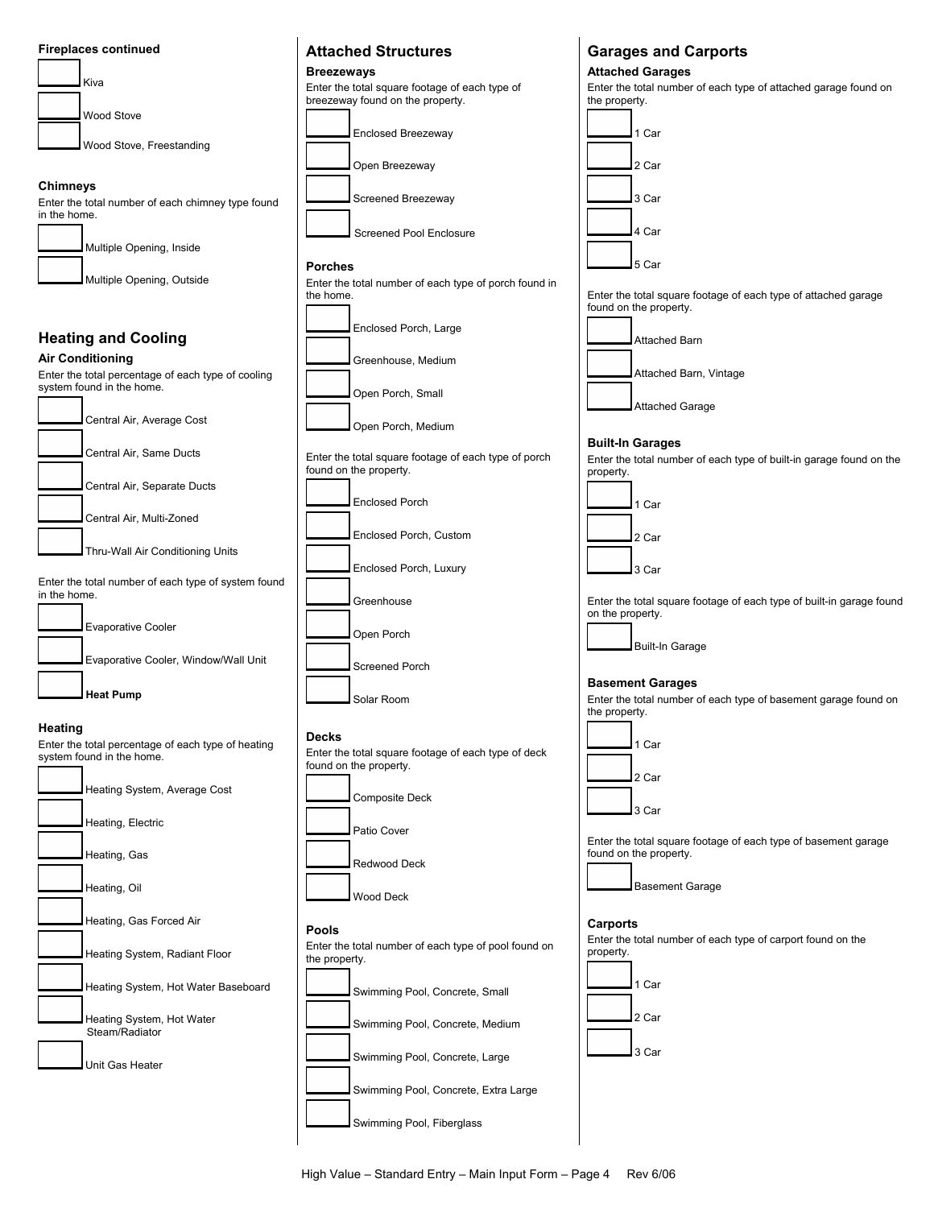**Fireplaces continued**

- ☐ Kiva
- ☐ Wood Stove
- ☐ Wood Stove, Freestanding

### Chimneys

Enter the total number of each chimney type found in the home.

- ☐ Multiple Opening, Inside
- ☐ Multiple Opening, Outside

## Heating and Cooling

### Air Conditioning

Enter the total percentage of each type of cooling system found in the home.

- ☐ Central Air, Average Cost
- ☐ Central Air, Same Ducts
- ☐ Central Air, Separate Ducts
- ☐ Central Air, Multi-Zoned
- ☐ Thru-Wall Air Conditioning Units

Enter the total number of each type of system found in the home.

- ☐ Evaporative Cooler
- ☐ Evaporative Cooler, Window/Wall Unit
- ☐ **Heat Pump**

### Heating

Enter the total percentage of each type of heating system found in the home.

- ☐ Heating System, Average Cost
- ☐ Heating, Electric
- ☐ Heating, Gas
- ☐ Heating, Oil
- ☐ Heating, Gas Forced Air
- ☐ Heating System, Radiant Floor
- ☐ Heating System, Hot Water Baseboard
- ☐ Heating System, Hot Water Steam/Radiator
- ☐ Unit Gas Heater

## Attached Structures

### Breezeways

Enter the total square footage of each type of breezeway found on the property.

- ☐ Enclosed Breezeway
- ☐ Open Breezeway
- ☐ Screened Breezeway
- ☐ Screened Pool Enclosure

### Porches

Enter the total number of each type of porch found in the home.

- ☐ Enclosed Porch, Large
- ☐ Greenhouse, Medium
- ☐ Open Porch, Small
- ☐ Open Porch, Medium

Enter the total square footage of each type of porch found on the property.

- ☐ Enclosed Porch
- ☐ Enclosed Porch, Custom
- ☐ Enclosed Porch, Luxury
- ☐ Greenhouse
- ☐ Open Porch
- ☐ Screened Porch
- ☐ Solar Room

### Decks

Enter the total square footage of each type of deck found on the property.

- ☐ Composite Deck
- ☐ Patio Cover
- ☐ Redwood Deck
- ☐ Wood Deck

### Pools

Enter the total number of each type of pool found on the property.

- ☐ Swimming Pool, Concrete, Small
- ☐ Swimming Pool, Concrete, Medium
- ☐ Swimming Pool, Concrete, Large
- ☐ Swimming Pool, Concrete, Extra Large
- ☐ Swimming Pool, Fiberglass

## Garages and Carports

### Attached Garages

Enter the total number of each type of attached garage found on the property.

- ☐ 1 Car
- ☐ 2 Car
- ☐ 3 Car
- ☐ 4 Car
- ☐ 5 Car

Enter the total square footage of each type of attached garage found on the property.

- ☐ Attached Barn
- ☐ Attached Barn, Vintage
- ☐ Attached Garage

### Built-In Garages

Enter the total number of each type of built-in garage found on the property.

- ☐ 1 Car
- ☐ 2 Car
- ☐ 3 Car

Enter the total square footage of each type of built-in garage found on the property.

- ☐ Built-In Garage

### Basement Garages

Enter the total number of each type of basement garage found on the property.

- ☐ 1 Car
- ☐ 2 Car
- ☐ 3 Car

Enter the total square footage of each type of basement garage found on the property.

- ☐ Basement Garage

### Carports

Enter the total number of each type of carport found on the property.

- ☐ 1 Car
- ☐ 2 Car
- ☐ 3 Car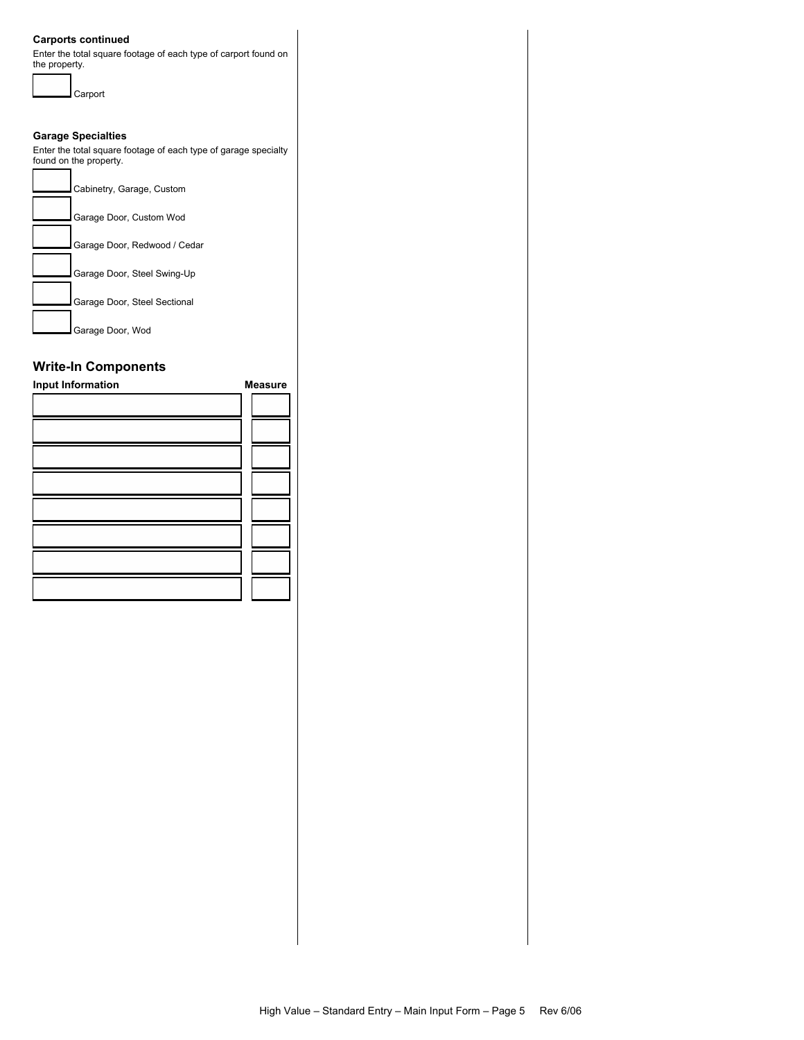**Carports continued**

Enter the total square footage of each type of carport found on the property.

\_\_\_\_\_\_ Carport

**Garage Specialties**

Enter the total square footage of each type of garage specialty found on the property.

\_\_\_\_\_\_ Cabinetry, Garage, Custom

\_\_\_\_\_\_ Garage Door, Custom Wod

\_\_\_\_\_\_ Garage Door, Redwood / Cedar

\_\_\_\_\_\_ Garage Door, Steel Swing-Up

\_\_\_\_\_\_ Garage Door, Steel Sectional

\_\_\_\_\_\_ Garage Door, Wod

## Write-In Components

| Input Information | Measure |
|---|---|
| | |
| | |
| | |
| | |
| | |
| | |
| | |
| | |